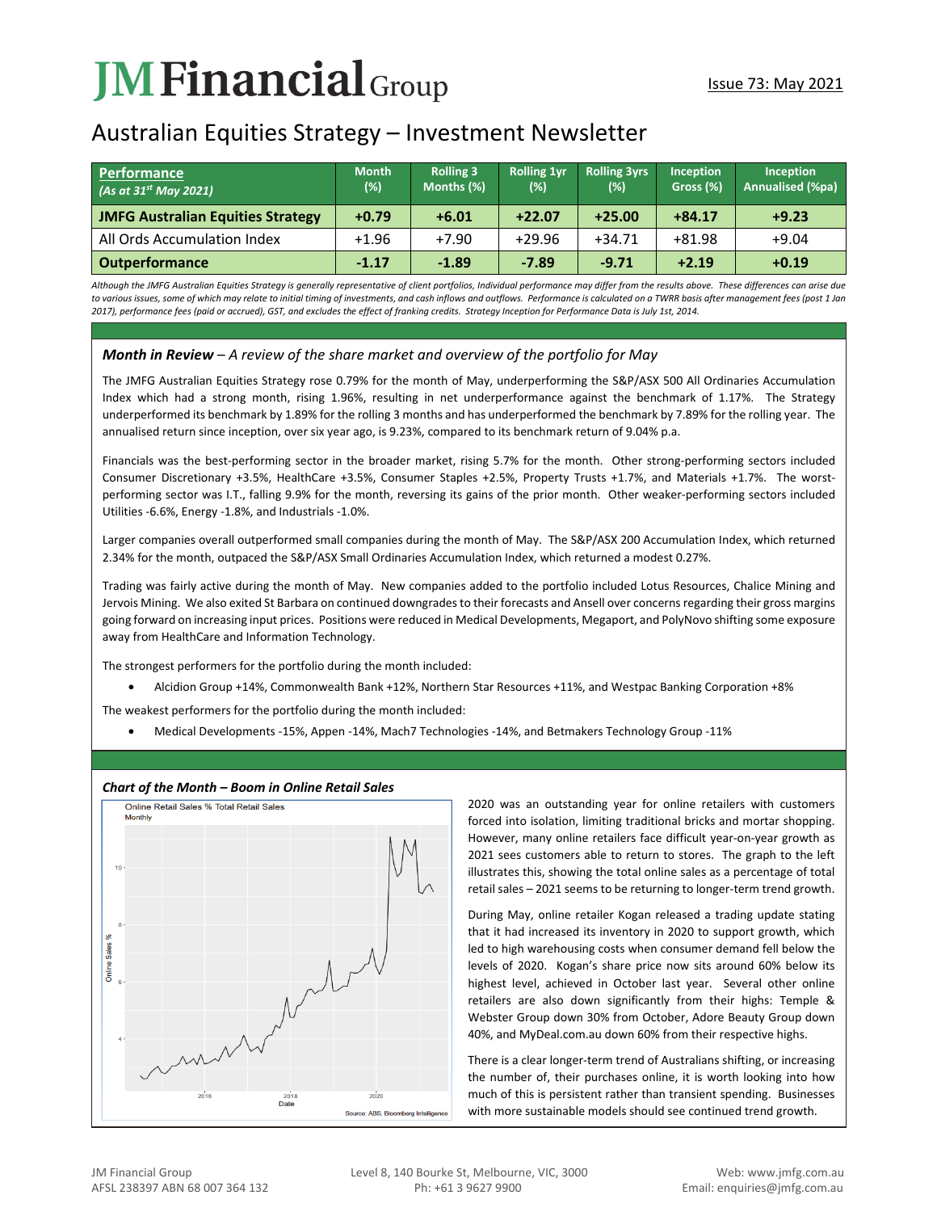# JM Financial Group

Issue 73: May 2021

## Australian Equities Strategy – Investment Newsletter

| **Performance** *(As at 31st May 2021)* | Month (%) | Rolling 3 Months (%) | Rolling 1yr (%) | Rolling 3yrs (%) | Inception Gross (%) | Inception Annualised (%pa) |
|---|---|---|---|---|---|---|
| **JMFG Australian Equities Strategy** | **+0.79** | **+6.01** | **+22.07** | **+25.00** | **+84.17** | **+9.23** |
| All Ords Accumulation Index | +1.96 | +7.90 | +29.96 | +34.71 | +81.98 | +9.04 |
| **Outperformance** | **-1.17** | **-1.89** | **-7.89** | **-9.71** | **+2.19** | **+0.19** |

*Although the JMFG Australian Equities Strategy is generally representative of client portfolios, Individual performance may differ from the results above. These differences can arise due to various issues, some of which may relate to initial timing of investments, and cash inflows and outflows. Performance is calculated on a TWRR basis after management fees (post 1 Jan 2017), performance fees (paid or accrued), GST, and excludes the effect of franking credits. Strategy Inception for Performance Data is July 1st, 2014.*

### *Month in Review – A review of the share market and overview of the portfolio for May*

The JMFG Australian Equities Strategy rose 0.79% for the month of May, underperforming the S&P/ASX 500 All Ordinaries Accumulation Index which had a strong month, rising 1.96%, resulting in net underperformance against the benchmark of 1.17%. The Strategy underperformed its benchmark by 1.89% for the rolling 3 months and has underperformed the benchmark by 7.89% for the rolling year. The annualised return since inception, over six year ago, is 9.23%, compared to its benchmark return of 9.04% p.a.

Financials was the best-performing sector in the broader market, rising 5.7% for the month. Other strong-performing sectors included Consumer Discretionary +3.5%, HealthCare +3.5%, Consumer Staples +2.5%, Property Trusts +1.7%, and Materials +1.7%. The worst-performing sector was I.T., falling 9.9% for the month, reversing its gains of the prior month. Other weaker-performing sectors included Utilities -6.6%, Energy -1.8%, and Industrials -1.0%.

Larger companies overall outperformed small companies during the month of May. The S&P/ASX 200 Accumulation Index, which returned 2.34% for the month, outpaced the S&P/ASX Small Ordinaries Accumulation Index, which returned a modest 0.27%.

Trading was fairly active during the month of May. New companies added to the portfolio included Lotus Resources, Chalice Mining and Jervois Mining. We also exited St Barbara on continued downgrades to their forecasts and Ansell over concerns regarding their gross margins going forward on increasing input prices. Positions were reduced in Medical Developments, Megaport, and PolyNovo shifting some exposure away from HealthCare and Information Technology.

The strongest performers for the portfolio during the month included:

- Alcidion Group +14%, Commonwealth Bank +12%, Northern Star Resources +11%, and Westpac Banking Corporation +8%

The weakest performers for the portfolio during the month included:

- Medical Developments -15%, Appen -14%, Mach7 Technologies -14%, and Betmakers Technology Group -11%

### *Chart of the Month – Boom in Online Retail Sales*

Online Retail Sales % Total Retail Sales
Monthly

Source: ABS, Bloomberg Intelligence

2020 was an outstanding year for online retailers with customers forced into isolation, limiting traditional bricks and mortar shopping. However, many online retailers face difficult year-on-year growth as 2021 sees customers able to return to stores. The graph to the left illustrates this, showing the total online sales as a percentage of total retail sales – 2021 seems to be returning to longer-term trend growth.

During May, online retailer Kogan released a trading update stating that it had increased its inventory in 2020 to support growth, which led to high warehousing costs when consumer demand fell below the levels of 2020. Kogan's share price now sits around 60% below its highest level, achieved in October last year. Several other online retailers are also down significantly from their highs: Temple & Webster Group down 30% from October, Adore Beauty Group down 40%, and MyDeal.com.au down 60% from their respective highs.

There is a clear longer-term trend of Australians shifting, or increasing the number of, their purchases online, it is worth looking into how much of this is persistent rather than transient spending. Businesses with more sustainable models should see continued trend growth.

JM Financial Group
AFSL 238397 ABN 68 007 364 132

Level 8, 140 Bourke St, Melbourne, VIC, 3000
Ph: +61 3 9627 9900

Web: www.jmfg.com.au
Email: enquiries@jmfg.com.au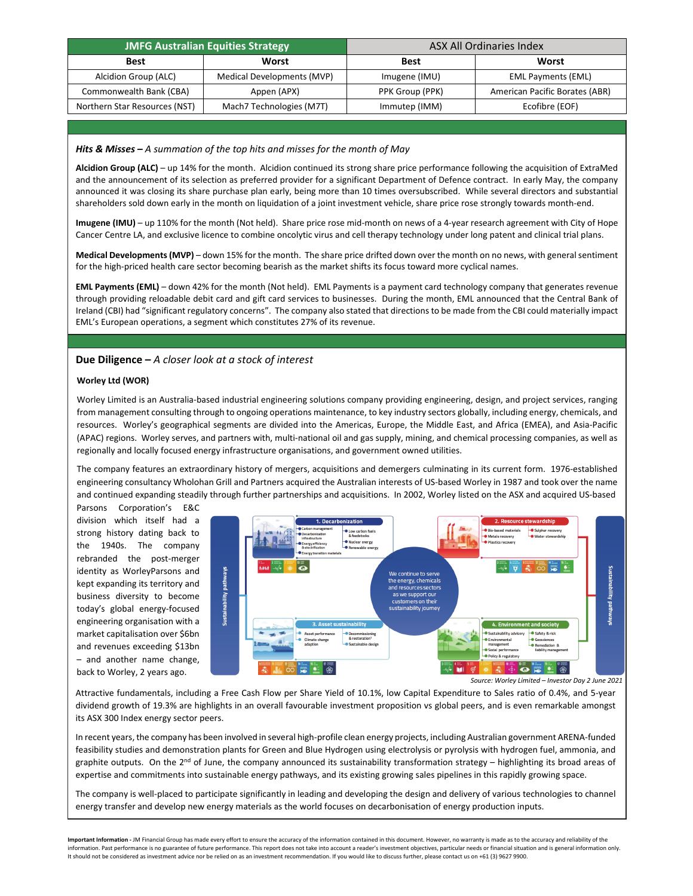| JMFG Australian Equities Strategy | | ASX All Ordinaries Index | |
|---|---|---|---|
| **Best** | **Worst** | **Best** | **Worst** |
| Alcidion Group (ALC) | Medical Developments (MVP) | Imugene (IMU) | EML Payments (EML) |
| Commonwealth Bank (CBA) | Appen (APX) | PPK Group (PPK) | American Pacific Borates (ABR) |
| Northern Star Resources (NST) | Mach7 Technologies (M7T) | Immutep (IMM) | Ecofibre (EOF) |

***Hits & Misses** – A summation of the top hits and misses for the month of May*

**Alcidion Group (ALC)** – up 14% for the month. Alcidion continued its strong share price performance following the acquisition of ExtraMed and the announcement of its selection as preferred provider for a significant Department of Defence contract. In early May, the company announced it was closing its share purchase plan early, being more than 10 times oversubscribed. While several directors and substantial shareholders sold down early in the month on liquidation of a joint investment vehicle, share price rose strongly towards month-end.

**Imugene (IMU)** – up 110% for the month (Not held). Share price rose mid-month on news of a 4-year research agreement with City of Hope Cancer Centre LA, and exclusive licence to combine oncolytic virus and cell therapy technology under long patent and clinical trial plans.

**Medical Developments (MVP)** – down 15% for the month. The share price drifted down over the month on no news, with general sentiment for the high-priced health care sector becoming bearish as the market shifts its focus toward more cyclical names.

**EML Payments (EML)** – down 42% for the month (Not held). EML Payments is a payment card technology company that generates revenue through providing reloadable debit card and gift card services to businesses. During the month, EML announced that the Central Bank of Ireland (CBI) had "significant regulatory concerns". The company also stated that directions to be made from the CBI could materially impact EML's European operations, a segment which constitutes 27% of its revenue.

## **Due Diligence** – *A closer look at a stock of interest*

**Worley Ltd (WOR)**

Worley Limited is an Australia-based industrial engineering solutions company providing engineering, design, and project services, ranging from management consulting through to ongoing operations maintenance, to key industry sectors globally, including energy, chemicals, and resources. Worley's geographical segments are divided into the Americas, Europe, the Middle East, and Africa (EMEA), and Asia-Pacific (APAC) regions. Worley serves, and partners with, multi-national oil and gas supply, mining, and chemical processing companies, as well as regionally and locally focused energy infrastructure organisations, and government owned utilities.

The company features an extraordinary history of mergers, acquisitions and demergers culminating in its current form. 1976-established engineering consultancy Wholohan Grill and Partners acquired the Australian interests of US-based Worley in 1987 and took over the name and continued expanding steadily through further partnerships and acquisitions. In 2002, Worley listed on the ASX and acquired US-based Parsons Corporation's E&C division which itself had a strong history dating back to the 1940s. The company rebranded the post-merger identity as WorleyParsons and kept expanding its territory and business diversity to become today's global energy-focused engineering organisation with a market capitalisation over $6bn and revenues exceeding $13bn – and another name change, back to Worley, 2 years ago.

Sustainability pathways

1. Decarbonization
Carbon management
Decarbonization infrastructure
Energy efficiency & electrification
Energy transition materials
Low carbon fuels & feedstocks
Nuclear energy
Renewable energy

2. Resource stewardship
Bio-based materials
Metals recovery
Plastics recovery
Sulphur recovery
Water stewardship

We continue to serve the energy, chemicals and resources sectors as we support our customers on their sustainability journey

3. Asset sustainability
Asset performance
Climate change adaptation
Decommissioning & restoration
Sustainable design

4. Environment and society
Sustainability advisory
Environmental management
Social performance
Policy & regulatory
Safety & risk
Geosciences
Remediation & liability management

Sustainability pathways

*Source: Worley Limited – Investor Day 2 June 2021*

Attractive fundamentals, including a Free Cash Flow per Share Yield of 10.1%, low Capital Expenditure to Sales ratio of 0.4%, and 5-year dividend growth of 19.3% are highlights in an overall favourable investment proposition vs global peers, and is even remarkable amongst its ASX 300 Index energy sector peers.

In recent years, the company has been involved in several high-profile clean energy projects, including Australian government ARENA-funded feasibility studies and demonstration plants for Green and Blue Hydrogen using electrolysis or pyrolysis with hydrogen fuel, ammonia, and graphite outputs. On the 2nd of June, the company announced its sustainability transformation strategy – highlighting its broad areas of expertise and commitments into sustainable energy pathways, and its existing growing sales pipelines in this rapidly growing space.

The company is well-placed to participate significantly in leading and developing the design and delivery of various technologies to channel energy transfer and develop new energy materials as the world focuses on decarbonisation of energy production inputs.

**Important Information -** JM Financial Group has made every effort to ensure the accuracy of the information contained in this document. However, no warranty is made as to the accuracy and reliability of the information. Past performance is no guarantee of future performance. This report does not take into account a reader's investment objectives, particular needs or financial situation and is general information only. It should not be considered as investment advice nor be relied on as an investment recommendation. If you would like to discuss further, please contact us on +61 (3) 9627 9900.